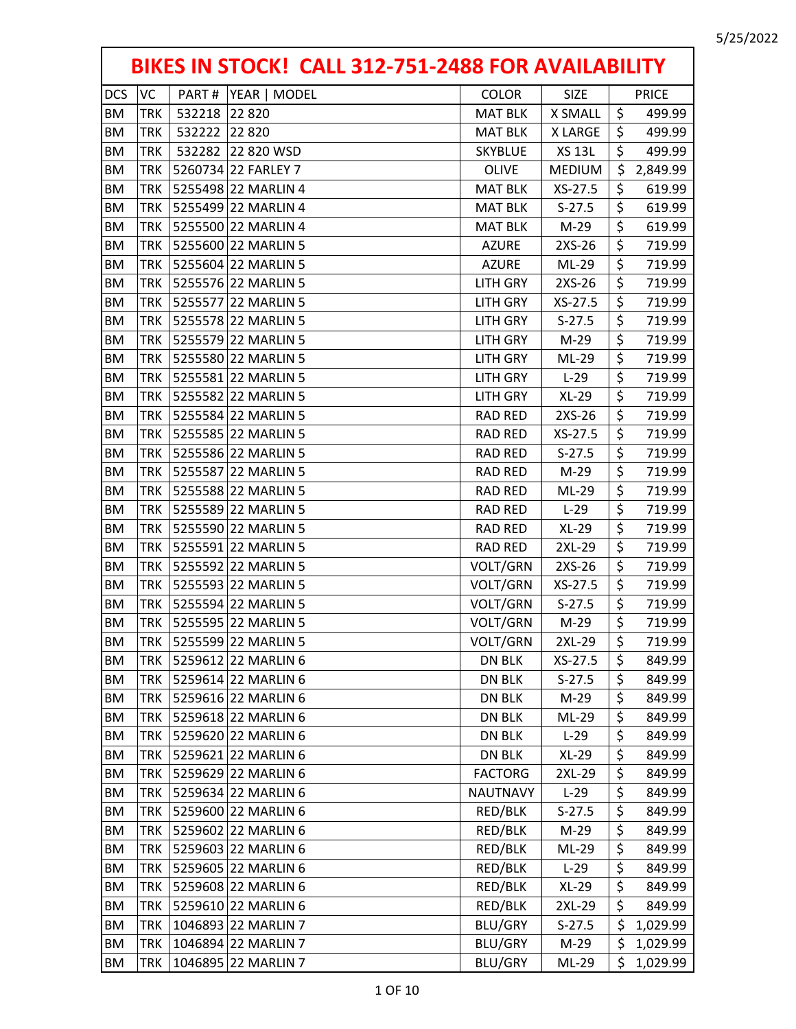5/25/2022

# BIKES IN STOCK! CALL 312-751-2488 FOR AVAILABILITY

| DCS | VC | PART # | YEAR \| MODEL | COLOR | SIZE | PRICE |
|---|---|---|---|---|---|---|
| BM | TRK | 532218 | 22 820 | MAT BLK | X SMALL | $ 499.99 |
| BM | TRK | 532222 | 22 820 | MAT BLK | X LARGE | $ 499.99 |
| BM | TRK | 532282 | 22 820 WSD | SKYBLUE | XS 13L | $ 499.99 |
| BM | TRK | 5260734 | 22 FARLEY 7 | OLIVE | MEDIUM | $ 2,849.99 |
| BM | TRK | 5255498 | 22 MARLIN 4 | MAT BLK | XS-27.5 | $ 619.99 |
| BM | TRK | 5255499 | 22 MARLIN 4 | MAT BLK | S-27.5 | $ 619.99 |
| BM | TRK | 5255500 | 22 MARLIN 4 | MAT BLK | M-29 | $ 619.99 |
| BM | TRK | 5255600 | 22 MARLIN 5 | AZURE | 2XS-26 | $ 719.99 |
| BM | TRK | 5255604 | 22 MARLIN 5 | AZURE | ML-29 | $ 719.99 |
| BM | TRK | 5255576 | 22 MARLIN 5 | LITH GRY | 2XS-26 | $ 719.99 |
| BM | TRK | 5255577 | 22 MARLIN 5 | LITH GRY | XS-27.5 | $ 719.99 |
| BM | TRK | 5255578 | 22 MARLIN 5 | LITH GRY | S-27.5 | $ 719.99 |
| BM | TRK | 5255579 | 22 MARLIN 5 | LITH GRY | M-29 | $ 719.99 |
| BM | TRK | 5255580 | 22 MARLIN 5 | LITH GRY | ML-29 | $ 719.99 |
| BM | TRK | 5255581 | 22 MARLIN 5 | LITH GRY | L-29 | $ 719.99 |
| BM | TRK | 5255582 | 22 MARLIN 5 | LITH GRY | XL-29 | $ 719.99 |
| BM | TRK | 5255584 | 22 MARLIN 5 | RAD RED | 2XS-26 | $ 719.99 |
| BM | TRK | 5255585 | 22 MARLIN 5 | RAD RED | XS-27.5 | $ 719.99 |
| BM | TRK | 5255586 | 22 MARLIN 5 | RAD RED | S-27.5 | $ 719.99 |
| BM | TRK | 5255587 | 22 MARLIN 5 | RAD RED | M-29 | $ 719.99 |
| BM | TRK | 5255588 | 22 MARLIN 5 | RAD RED | ML-29 | $ 719.99 |
| BM | TRK | 5255589 | 22 MARLIN 5 | RAD RED | L-29 | $ 719.99 |
| BM | TRK | 5255590 | 22 MARLIN 5 | RAD RED | XL-29 | $ 719.99 |
| BM | TRK | 5255591 | 22 MARLIN 5 | RAD RED | 2XL-29 | $ 719.99 |
| BM | TRK | 5255592 | 22 MARLIN 5 | VOLT/GRN | 2XS-26 | $ 719.99 |
| BM | TRK | 5255593 | 22 MARLIN 5 | VOLT/GRN | XS-27.5 | $ 719.99 |
| BM | TRK | 5255594 | 22 MARLIN 5 | VOLT/GRN | S-27.5 | $ 719.99 |
| BM | TRK | 5255595 | 22 MARLIN 5 | VOLT/GRN | M-29 | $ 719.99 |
| BM | TRK | 5255599 | 22 MARLIN 5 | VOLT/GRN | 2XL-29 | $ 719.99 |
| BM | TRK | 5259612 | 22 MARLIN 6 | DN BLK | XS-27.5 | $ 849.99 |
| BM | TRK | 5259614 | 22 MARLIN 6 | DN BLK | S-27.5 | $ 849.99 |
| BM | TRK | 5259616 | 22 MARLIN 6 | DN BLK | M-29 | $ 849.99 |
| BM | TRK | 5259618 | 22 MARLIN 6 | DN BLK | ML-29 | $ 849.99 |
| BM | TRK | 5259620 | 22 MARLIN 6 | DN BLK | L-29 | $ 849.99 |
| BM | TRK | 5259621 | 22 MARLIN 6 | DN BLK | XL-29 | $ 849.99 |
| BM | TRK | 5259629 | 22 MARLIN 6 | FACTORG | 2XL-29 | $ 849.99 |
| BM | TRK | 5259634 | 22 MARLIN 6 | NAUTNAVY | L-29 | $ 849.99 |
| BM | TRK | 5259600 | 22 MARLIN 6 | RED/BLK | S-27.5 | $ 849.99 |
| BM | TRK | 5259602 | 22 MARLIN 6 | RED/BLK | M-29 | $ 849.99 |
| BM | TRK | 5259603 | 22 MARLIN 6 | RED/BLK | ML-29 | $ 849.99 |
| BM | TRK | 5259605 | 22 MARLIN 6 | RED/BLK | L-29 | $ 849.99 |
| BM | TRK | 5259608 | 22 MARLIN 6 | RED/BLK | XL-29 | $ 849.99 |
| BM | TRK | 5259610 | 22 MARLIN 6 | RED/BLK | 2XL-29 | $ 849.99 |
| BM | TRK | 1046893 | 22 MARLIN 7 | BLU/GRY | S-27.5 | $ 1,029.99 |
| BM | TRK | 1046894 | 22 MARLIN 7 | BLU/GRY | M-29 | $ 1,029.99 |
| BM | TRK | 1046895 | 22 MARLIN 7 | BLU/GRY | ML-29 | $ 1,029.99 |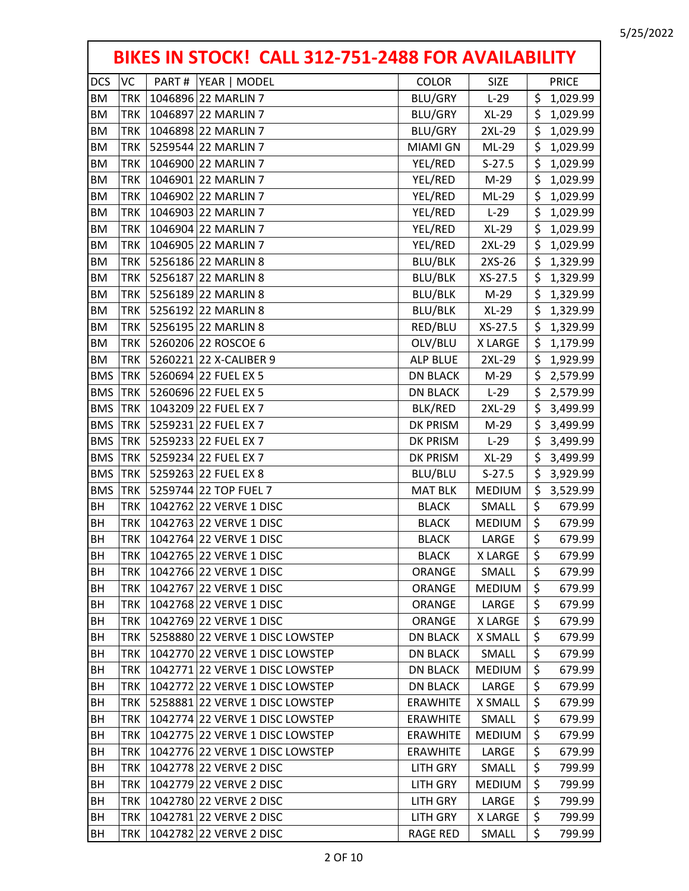# BIKES IN STOCK! CALL 312-751-2488 FOR AVAILABILITY

| DCS | VC | PART # | YEAR \| MODEL | COLOR | SIZE | PRICE |
|---|---|---|---|---|---|---|
| BM | TRK | 1046896 | 22 MARLIN 7 | BLU/GRY | L-29 | $ 1,029.99 |
| BM | TRK | 1046897 | 22 MARLIN 7 | BLU/GRY | XL-29 | $ 1,029.99 |
| BM | TRK | 1046898 | 22 MARLIN 7 | BLU/GRY | 2XL-29 | $ 1,029.99 |
| BM | TRK | 5259544 | 22 MARLIN 7 | MIAMI GN | ML-29 | $ 1,029.99 |
| BM | TRK | 1046900 | 22 MARLIN 7 | YEL/RED | S-27.5 | $ 1,029.99 |
| BM | TRK | 1046901 | 22 MARLIN 7 | YEL/RED | M-29 | $ 1,029.99 |
| BM | TRK | 1046902 | 22 MARLIN 7 | YEL/RED | ML-29 | $ 1,029.99 |
| BM | TRK | 1046903 | 22 MARLIN 7 | YEL/RED | L-29 | $ 1,029.99 |
| BM | TRK | 1046904 | 22 MARLIN 7 | YEL/RED | XL-29 | $ 1,029.99 |
| BM | TRK | 1046905 | 22 MARLIN 7 | YEL/RED | 2XL-29 | $ 1,029.99 |
| BM | TRK | 5256186 | 22 MARLIN 8 | BLU/BLK | 2XS-26 | $ 1,329.99 |
| BM | TRK | 5256187 | 22 MARLIN 8 | BLU/BLK | XS-27.5 | $ 1,329.99 |
| BM | TRK | 5256189 | 22 MARLIN 8 | BLU/BLK | M-29 | $ 1,329.99 |
| BM | TRK | 5256192 | 22 MARLIN 8 | BLU/BLK | XL-29 | $ 1,329.99 |
| BM | TRK | 5256195 | 22 MARLIN 8 | RED/BLU | XS-27.5 | $ 1,329.99 |
| BM | TRK | 5260206 | 22 ROSCOE 6 | OLV/BLU | X LARGE | $ 1,179.99 |
| BM | TRK | 5260221 | 22 X-CALIBER 9 | ALP BLUE | 2XL-29 | $ 1,929.99 |
| BMS | TRK | 5260694 | 22 FUEL EX 5 | DN BLACK | M-29 | $ 2,579.99 |
| BMS | TRK | 5260696 | 22 FUEL EX 5 | DN BLACK | L-29 | $ 2,579.99 |
| BMS | TRK | 1043209 | 22 FUEL EX 7 | BLK/RED | 2XL-29 | $ 3,499.99 |
| BMS | TRK | 5259231 | 22 FUEL EX 7 | DK PRISM | M-29 | $ 3,499.99 |
| BMS | TRK | 5259233 | 22 FUEL EX 7 | DK PRISM | L-29 | $ 3,499.99 |
| BMS | TRK | 5259234 | 22 FUEL EX 7 | DK PRISM | XL-29 | $ 3,499.99 |
| BMS | TRK | 5259263 | 22 FUEL EX 8 | BLU/BLU | S-27.5 | $ 3,929.99 |
| BMS | TRK | 5259744 | 22 TOP FUEL 7 | MAT BLK | MEDIUM | $ 3,529.99 |
| BH | TRK | 1042762 | 22 VERVE 1 DISC | BLACK | SMALL | $ 679.99 |
| BH | TRK | 1042763 | 22 VERVE 1 DISC | BLACK | MEDIUM | $ 679.99 |
| BH | TRK | 1042764 | 22 VERVE 1 DISC | BLACK | LARGE | $ 679.99 |
| BH | TRK | 1042765 | 22 VERVE 1 DISC | BLACK | X LARGE | $ 679.99 |
| BH | TRK | 1042766 | 22 VERVE 1 DISC | ORANGE | SMALL | $ 679.99 |
| BH | TRK | 1042767 | 22 VERVE 1 DISC | ORANGE | MEDIUM | $ 679.99 |
| BH | TRK | 1042768 | 22 VERVE 1 DISC | ORANGE | LARGE | $ 679.99 |
| BH | TRK | 1042769 | 22 VERVE 1 DISC | ORANGE | X LARGE | $ 679.99 |
| BH | TRK | 5258880 | 22 VERVE 1 DISC LOWSTEP | DN BLACK | X SMALL | $ 679.99 |
| BH | TRK | 1042770 | 22 VERVE 1 DISC LOWSTEP | DN BLACK | SMALL | $ 679.99 |
| BH | TRK | 1042771 | 22 VERVE 1 DISC LOWSTEP | DN BLACK | MEDIUM | $ 679.99 |
| BH | TRK | 1042772 | 22 VERVE 1 DISC LOWSTEP | DN BLACK | LARGE | $ 679.99 |
| BH | TRK | 5258881 | 22 VERVE 1 DISC LOWSTEP | ERAWHITE | X SMALL | $ 679.99 |
| BH | TRK | 1042774 | 22 VERVE 1 DISC LOWSTEP | ERAWHITE | SMALL | $ 679.99 |
| BH | TRK | 1042775 | 22 VERVE 1 DISC LOWSTEP | ERAWHITE | MEDIUM | $ 679.99 |
| BH | TRK | 1042776 | 22 VERVE 1 DISC LOWSTEP | ERAWHITE | LARGE | $ 679.99 |
| BH | TRK | 1042778 | 22 VERVE 2 DISC | LITH GRY | SMALL | $ 799.99 |
| BH | TRK | 1042779 | 22 VERVE 2 DISC | LITH GRY | MEDIUM | $ 799.99 |
| BH | TRK | 1042780 | 22 VERVE 2 DISC | LITH GRY | LARGE | $ 799.99 |
| BH | TRK | 1042781 | 22 VERVE 2 DISC | LITH GRY | X LARGE | $ 799.99 |
| BH | TRK | 1042782 | 22 VERVE 2 DISC | RAGE RED | SMALL | $ 799.99 |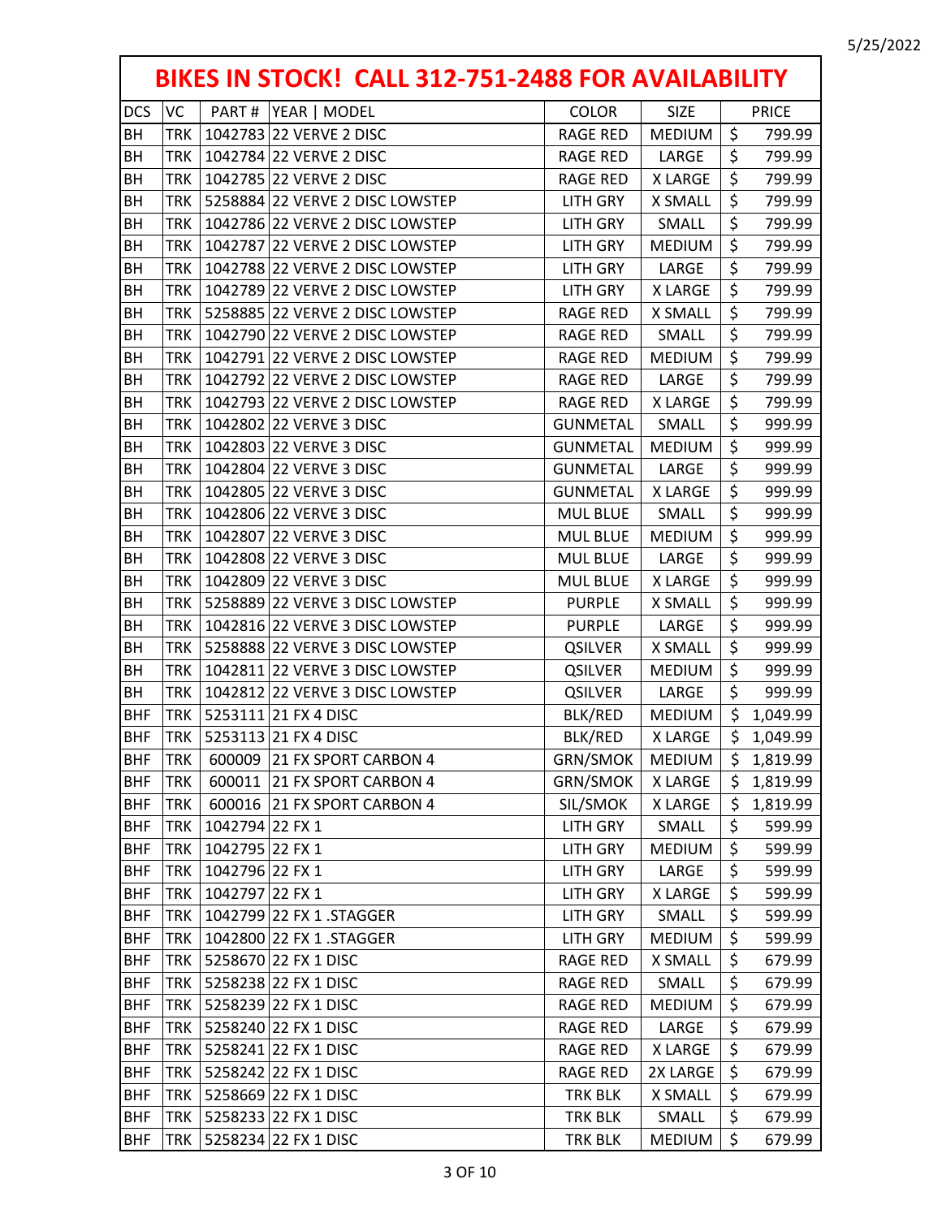5/25/2022

# BIKES IN STOCK! CALL 312-751-2488 FOR AVAILABILITY

| DCS | VC | PART # | YEAR \| MODEL | COLOR | SIZE | PRICE |
|---|---|---|---|---|---|---|
| BH | TRK | 1042783 | 22 VERVE 2 DISC | RAGE RED | MEDIUM | $ 799.99 |
| BH | TRK | 1042784 | 22 VERVE 2 DISC | RAGE RED | LARGE | $ 799.99 |
| BH | TRK | 1042785 | 22 VERVE 2 DISC | RAGE RED | X LARGE | $ 799.99 |
| BH | TRK | 5258884 | 22 VERVE 2 DISC LOWSTEP | LITH GRY | X SMALL | $ 799.99 |
| BH | TRK | 1042786 | 22 VERVE 2 DISC LOWSTEP | LITH GRY | SMALL | $ 799.99 |
| BH | TRK | 1042787 | 22 VERVE 2 DISC LOWSTEP | LITH GRY | MEDIUM | $ 799.99 |
| BH | TRK | 1042788 | 22 VERVE 2 DISC LOWSTEP | LITH GRY | LARGE | $ 799.99 |
| BH | TRK | 1042789 | 22 VERVE 2 DISC LOWSTEP | LITH GRY | X LARGE | $ 799.99 |
| BH | TRK | 5258885 | 22 VERVE 2 DISC LOWSTEP | RAGE RED | X SMALL | $ 799.99 |
| BH | TRK | 1042790 | 22 VERVE 2 DISC LOWSTEP | RAGE RED | SMALL | $ 799.99 |
| BH | TRK | 1042791 | 22 VERVE 2 DISC LOWSTEP | RAGE RED | MEDIUM | $ 799.99 |
| BH | TRK | 1042792 | 22 VERVE 2 DISC LOWSTEP | RAGE RED | LARGE | $ 799.99 |
| BH | TRK | 1042793 | 22 VERVE 2 DISC LOWSTEP | RAGE RED | X LARGE | $ 799.99 |
| BH | TRK | 1042802 | 22 VERVE 3 DISC | GUNMETAL | SMALL | $ 999.99 |
| BH | TRK | 1042803 | 22 VERVE 3 DISC | GUNMETAL | MEDIUM | $ 999.99 |
| BH | TRK | 1042804 | 22 VERVE 3 DISC | GUNMETAL | LARGE | $ 999.99 |
| BH | TRK | 1042805 | 22 VERVE 3 DISC | GUNMETAL | X LARGE | $ 999.99 |
| BH | TRK | 1042806 | 22 VERVE 3 DISC | MUL BLUE | SMALL | $ 999.99 |
| BH | TRK | 1042807 | 22 VERVE 3 DISC | MUL BLUE | MEDIUM | $ 999.99 |
| BH | TRK | 1042808 | 22 VERVE 3 DISC | MUL BLUE | LARGE | $ 999.99 |
| BH | TRK | 1042809 | 22 VERVE 3 DISC | MUL BLUE | X LARGE | $ 999.99 |
| BH | TRK | 5258889 | 22 VERVE 3 DISC LOWSTEP | PURPLE | X SMALL | $ 999.99 |
| BH | TRK | 1042816 | 22 VERVE 3 DISC LOWSTEP | PURPLE | LARGE | $ 999.99 |
| BH | TRK | 5258888 | 22 VERVE 3 DISC LOWSTEP | QSILVER | X SMALL | $ 999.99 |
| BH | TRK | 1042811 | 22 VERVE 3 DISC LOWSTEP | QSILVER | MEDIUM | $ 999.99 |
| BH | TRK | 1042812 | 22 VERVE 3 DISC LOWSTEP | QSILVER | LARGE | $ 999.99 |
| BHF | TRK | 5253111 | 21 FX 4 DISC | BLK/RED | MEDIUM | $ 1,049.99 |
| BHF | TRK | 5253113 | 21 FX 4 DISC | BLK/RED | X LARGE | $ 1,049.99 |
| BHF | TRK | 600009 | 21 FX SPORT CARBON 4 | GRN/SMOK | MEDIUM | $ 1,819.99 |
| BHF | TRK | 600011 | 21 FX SPORT CARBON 4 | GRN/SMOK | X LARGE | $ 1,819.99 |
| BHF | TRK | 600016 | 21 FX SPORT CARBON 4 | SIL/SMOK | X LARGE | $ 1,819.99 |
| BHF | TRK | 1042794 | 22 FX 1 | LITH GRY | SMALL | $ 599.99 |
| BHF | TRK | 1042795 | 22 FX 1 | LITH GRY | MEDIUM | $ 599.99 |
| BHF | TRK | 1042796 | 22 FX 1 | LITH GRY | LARGE | $ 599.99 |
| BHF | TRK | 1042797 | 22 FX 1 | LITH GRY | X LARGE | $ 599.99 |
| BHF | TRK | 1042799 | 22 FX 1 .STAGGER | LITH GRY | SMALL | $ 599.99 |
| BHF | TRK | 1042800 | 22 FX 1 .STAGGER | LITH GRY | MEDIUM | $ 599.99 |
| BHF | TRK | 5258670 | 22 FX 1 DISC | RAGE RED | X SMALL | $ 679.99 |
| BHF | TRK | 5258238 | 22 FX 1 DISC | RAGE RED | SMALL | $ 679.99 |
| BHF | TRK | 5258239 | 22 FX 1 DISC | RAGE RED | MEDIUM | $ 679.99 |
| BHF | TRK | 5258240 | 22 FX 1 DISC | RAGE RED | LARGE | $ 679.99 |
| BHF | TRK | 5258241 | 22 FX 1 DISC | RAGE RED | X LARGE | $ 679.99 |
| BHF | TRK | 5258242 | 22 FX 1 DISC | RAGE RED | 2X LARGE | $ 679.99 |
| BHF | TRK | 5258669 | 22 FX 1 DISC | TRK BLK | X SMALL | $ 679.99 |
| BHF | TRK | 5258233 | 22 FX 1 DISC | TRK BLK | SMALL | $ 679.99 |
| BHF | TRK | 5258234 | 22 FX 1 DISC | TRK BLK | MEDIUM | $ 679.99 |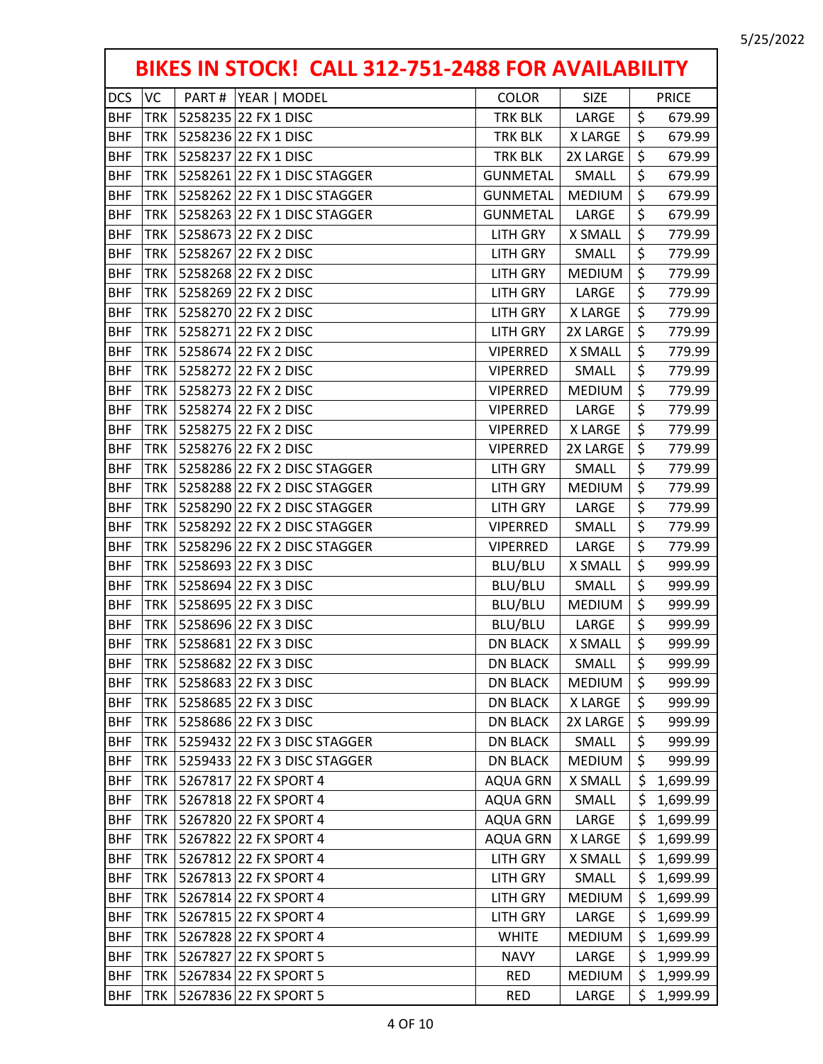# BIKES IN STOCK! CALL 312-751-2488 FOR AVAILABILITY

| DCS | VC | PART # | YEAR \| MODEL | COLOR | SIZE | PRICE |
|---|---|---|---|---|---|---|
| BHF | TRK | 5258235 | 22 FX 1 DISC | TRK BLK | LARGE | $ 679.99 |
| BHF | TRK | 5258236 | 22 FX 1 DISC | TRK BLK | X LARGE | $ 679.99 |
| BHF | TRK | 5258237 | 22 FX 1 DISC | TRK BLK | 2X LARGE | $ 679.99 |
| BHF | TRK | 5258261 | 22 FX 1 DISC STAGGER | GUNMETAL | SMALL | $ 679.99 |
| BHF | TRK | 5258262 | 22 FX 1 DISC STAGGER | GUNMETAL | MEDIUM | $ 679.99 |
| BHF | TRK | 5258263 | 22 FX 1 DISC STAGGER | GUNMETAL | LARGE | $ 679.99 |
| BHF | TRK | 5258673 | 22 FX 2 DISC | LITH GRY | X SMALL | $ 779.99 |
| BHF | TRK | 5258267 | 22 FX 2 DISC | LITH GRY | SMALL | $ 779.99 |
| BHF | TRK | 5258268 | 22 FX 2 DISC | LITH GRY | MEDIUM | $ 779.99 |
| BHF | TRK | 5258269 | 22 FX 2 DISC | LITH GRY | LARGE | $ 779.99 |
| BHF | TRK | 5258270 | 22 FX 2 DISC | LITH GRY | X LARGE | $ 779.99 |
| BHF | TRK | 5258271 | 22 FX 2 DISC | LITH GRY | 2X LARGE | $ 779.99 |
| BHF | TRK | 5258674 | 22 FX 2 DISC | VIPERRED | X SMALL | $ 779.99 |
| BHF | TRK | 5258272 | 22 FX 2 DISC | VIPERRED | SMALL | $ 779.99 |
| BHF | TRK | 5258273 | 22 FX 2 DISC | VIPERRED | MEDIUM | $ 779.99 |
| BHF | TRK | 5258274 | 22 FX 2 DISC | VIPERRED | LARGE | $ 779.99 |
| BHF | TRK | 5258275 | 22 FX 2 DISC | VIPERRED | X LARGE | $ 779.99 |
| BHF | TRK | 5258276 | 22 FX 2 DISC | VIPERRED | 2X LARGE | $ 779.99 |
| BHF | TRK | 5258286 | 22 FX 2 DISC STAGGER | LITH GRY | SMALL | $ 779.99 |
| BHF | TRK | 5258288 | 22 FX 2 DISC STAGGER | LITH GRY | MEDIUM | $ 779.99 |
| BHF | TRK | 5258290 | 22 FX 2 DISC STAGGER | LITH GRY | LARGE | $ 779.99 |
| BHF | TRK | 5258292 | 22 FX 2 DISC STAGGER | VIPERRED | SMALL | $ 779.99 |
| BHF | TRK | 5258296 | 22 FX 2 DISC STAGGER | VIPERRED | LARGE | $ 779.99 |
| BHF | TRK | 5258693 | 22 FX 3 DISC | BLU/BLU | X SMALL | $ 999.99 |
| BHF | TRK | 5258694 | 22 FX 3 DISC | BLU/BLU | SMALL | $ 999.99 |
| BHF | TRK | 5258695 | 22 FX 3 DISC | BLU/BLU | MEDIUM | $ 999.99 |
| BHF | TRK | 5258696 | 22 FX 3 DISC | BLU/BLU | LARGE | $ 999.99 |
| BHF | TRK | 5258681 | 22 FX 3 DISC | DN BLACK | X SMALL | $ 999.99 |
| BHF | TRK | 5258682 | 22 FX 3 DISC | DN BLACK | SMALL | $ 999.99 |
| BHF | TRK | 5258683 | 22 FX 3 DISC | DN BLACK | MEDIUM | $ 999.99 |
| BHF | TRK | 5258685 | 22 FX 3 DISC | DN BLACK | X LARGE | $ 999.99 |
| BHF | TRK | 5258686 | 22 FX 3 DISC | DN BLACK | 2X LARGE | $ 999.99 |
| BHF | TRK | 5259432 | 22 FX 3 DISC STAGGER | DN BLACK | SMALL | $ 999.99 |
| BHF | TRK | 5259433 | 22 FX 3 DISC STAGGER | DN BLACK | MEDIUM | $ 999.99 |
| BHF | TRK | 5267817 | 22 FX SPORT 4 | AQUA GRN | X SMALL | $ 1,699.99 |
| BHF | TRK | 5267818 | 22 FX SPORT 4 | AQUA GRN | SMALL | $ 1,699.99 |
| BHF | TRK | 5267820 | 22 FX SPORT 4 | AQUA GRN | LARGE | $ 1,699.99 |
| BHF | TRK | 5267822 | 22 FX SPORT 4 | AQUA GRN | X LARGE | $ 1,699.99 |
| BHF | TRK | 5267812 | 22 FX SPORT 4 | LITH GRY | X SMALL | $ 1,699.99 |
| BHF | TRK | 5267813 | 22 FX SPORT 4 | LITH GRY | SMALL | $ 1,699.99 |
| BHF | TRK | 5267814 | 22 FX SPORT 4 | LITH GRY | MEDIUM | $ 1,699.99 |
| BHF | TRK | 5267815 | 22 FX SPORT 4 | LITH GRY | LARGE | $ 1,699.99 |
| BHF | TRK | 5267828 | 22 FX SPORT 4 | WHITE | MEDIUM | $ 1,699.99 |
| BHF | TRK | 5267827 | 22 FX SPORT 5 | NAVY | LARGE | $ 1,999.99 |
| BHF | TRK | 5267834 | 22 FX SPORT 5 | RED | MEDIUM | $ 1,999.99 |
| BHF | TRK | 5267836 | 22 FX SPORT 5 | RED | LARGE | $ 1,999.99 |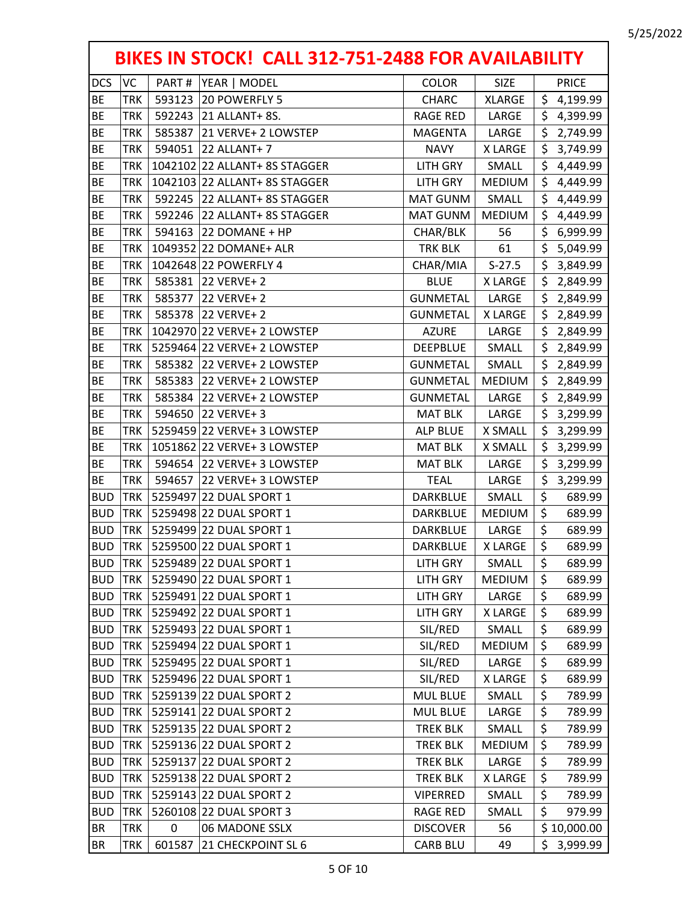5/25/2022

# BIKES IN STOCK! CALL 312-751-2488 FOR AVAILABILITY

| DCS | VC | PART # | YEAR \| MODEL | COLOR | SIZE | PRICE |
|---|---|---|---|---|---|---|
| BE | TRK | 593123 | 20 POWERFLY 5 | CHARC | XLARGE | $ 4,199.99 |
| BE | TRK | 592243 | 21 ALLANT+ 8S. | RAGE RED | LARGE | $ 4,399.99 |
| BE | TRK | 585387 | 21 VERVE+ 2 LOWSTEP | MAGENTA | LARGE | $ 2,749.99 |
| BE | TRK | 594051 | 22 ALLANT+ 7 | NAVY | X LARGE | $ 3,749.99 |
| BE | TRK | 1042102 | 22 ALLANT+ 8S STAGGER | LITH GRY | SMALL | $ 4,449.99 |
| BE | TRK | 1042103 | 22 ALLANT+ 8S STAGGER | LITH GRY | MEDIUM | $ 4,449.99 |
| BE | TRK | 592245 | 22 ALLANT+ 8S STAGGER | MAT GUNM | SMALL | $ 4,449.99 |
| BE | TRK | 592246 | 22 ALLANT+ 8S STAGGER | MAT GUNM | MEDIUM | $ 4,449.99 |
| BE | TRK | 594163 | 22 DOMANE + HP | CHAR/BLK | 56 | $ 6,999.99 |
| BE | TRK | 1049352 | 22 DOMANE+ ALR | TRK BLK | 61 | $ 5,049.99 |
| BE | TRK | 1042648 | 22 POWERFLY 4 | CHAR/MIA | S-27.5 | $ 3,849.99 |
| BE | TRK | 585381 | 22 VERVE+ 2 | BLUE | X LARGE | $ 2,849.99 |
| BE | TRK | 585377 | 22 VERVE+ 2 | GUNMETAL | LARGE | $ 2,849.99 |
| BE | TRK | 585378 | 22 VERVE+ 2 | GUNMETAL | X LARGE | $ 2,849.99 |
| BE | TRK | 1042970 | 22 VERVE+ 2 LOWSTEP | AZURE | LARGE | $ 2,849.99 |
| BE | TRK | 5259464 | 22 VERVE+ 2 LOWSTEP | DEEPBLUE | SMALL | $ 2,849.99 |
| BE | TRK | 585382 | 22 VERVE+ 2 LOWSTEP | GUNMETAL | SMALL | $ 2,849.99 |
| BE | TRK | 585383 | 22 VERVE+ 2 LOWSTEP | GUNMETAL | MEDIUM | $ 2,849.99 |
| BE | TRK | 585384 | 22 VERVE+ 2 LOWSTEP | GUNMETAL | LARGE | $ 2,849.99 |
| BE | TRK | 594650 | 22 VERVE+ 3 | MAT BLK | LARGE | $ 3,299.99 |
| BE | TRK | 5259459 | 22 VERVE+ 3 LOWSTEP | ALP BLUE | X SMALL | $ 3,299.99 |
| BE | TRK | 1051862 | 22 VERVE+ 3 LOWSTEP | MAT BLK | X SMALL | $ 3,299.99 |
| BE | TRK | 594654 | 22 VERVE+ 3 LOWSTEP | MAT BLK | LARGE | $ 3,299.99 |
| BE | TRK | 594657 | 22 VERVE+ 3 LOWSTEP | TEAL | LARGE | $ 3,299.99 |
| BUD | TRK | 5259497 | 22 DUAL SPORT 1 | DARKBLUE | SMALL | $ 689.99 |
| BUD | TRK | 5259498 | 22 DUAL SPORT 1 | DARKBLUE | MEDIUM | $ 689.99 |
| BUD | TRK | 5259499 | 22 DUAL SPORT 1 | DARKBLUE | LARGE | $ 689.99 |
| BUD | TRK | 5259500 | 22 DUAL SPORT 1 | DARKBLUE | X LARGE | $ 689.99 |
| BUD | TRK | 5259489 | 22 DUAL SPORT 1 | LITH GRY | SMALL | $ 689.99 |
| BUD | TRK | 5259490 | 22 DUAL SPORT 1 | LITH GRY | MEDIUM | $ 689.99 |
| BUD | TRK | 5259491 | 22 DUAL SPORT 1 | LITH GRY | LARGE | $ 689.99 |
| BUD | TRK | 5259492 | 22 DUAL SPORT 1 | LITH GRY | X LARGE | $ 689.99 |
| BUD | TRK | 5259493 | 22 DUAL SPORT 1 | SIL/RED | SMALL | $ 689.99 |
| BUD | TRK | 5259494 | 22 DUAL SPORT 1 | SIL/RED | MEDIUM | $ 689.99 |
| BUD | TRK | 5259495 | 22 DUAL SPORT 1 | SIL/RED | LARGE | $ 689.99 |
| BUD | TRK | 5259496 | 22 DUAL SPORT 1 | SIL/RED | X LARGE | $ 689.99 |
| BUD | TRK | 5259139 | 22 DUAL SPORT 2 | MUL BLUE | SMALL | $ 789.99 |
| BUD | TRK | 5259141 | 22 DUAL SPORT 2 | MUL BLUE | LARGE | $ 789.99 |
| BUD | TRK | 5259135 | 22 DUAL SPORT 2 | TREK BLK | SMALL | $ 789.99 |
| BUD | TRK | 5259136 | 22 DUAL SPORT 2 | TREK BLK | MEDIUM | $ 789.99 |
| BUD | TRK | 5259137 | 22 DUAL SPORT 2 | TREK BLK | LARGE | $ 789.99 |
| BUD | TRK | 5259138 | 22 DUAL SPORT 2 | TREK BLK | X LARGE | $ 789.99 |
| BUD | TRK | 5259143 | 22 DUAL SPORT 2 | VIPERRED | SMALL | $ 789.99 |
| BUD | TRK | 5260108 | 22 DUAL SPORT 3 | RAGE RED | SMALL | $ 979.99 |
| BR | TRK | 0 | 06 MADONE SSLX | DISCOVER | 56 | $ 10,000.00 |
| BR | TRK | 601587 | 21 CHECKPOINT SL 6 | CARB BLU | 49 | $ 3,999.99 |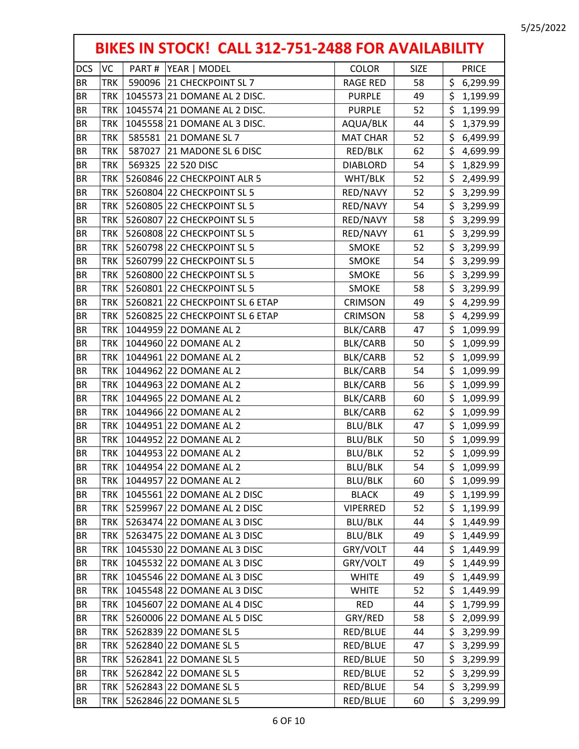5/25/2022

# BIKES IN STOCK! CALL 312-751-2488 FOR AVAILABILITY

| DCS | VC | PART # | YEAR \| MODEL | COLOR | SIZE | PRICE |
|---|---|---|---|---|---|---|
| BR | TRK | 590096 | 21 CHECKPOINT SL 7 | RAGE RED | 58 | $ 6,299.99 |
| BR | TRK | 1045573 | 21 DOMANE AL 2 DISC. | PURPLE | 49 | $ 1,199.99 |
| BR | TRK | 1045574 | 21 DOMANE AL 2 DISC. | PURPLE | 52 | $ 1,199.99 |
| BR | TRK | 1045558 | 21 DOMANE AL 3 DISC. | AQUA/BLK | 44 | $ 1,379.99 |
| BR | TRK | 585581 | 21 DOMANE SL 7 | MAT CHAR | 52 | $ 6,499.99 |
| BR | TRK | 587027 | 21 MADONE SL 6 DISC | RED/BLK | 62 | $ 4,699.99 |
| BR | TRK | 569325 | 22 520 DISC | DIABLORD | 54 | $ 1,829.99 |
| BR | TRK | 5260846 | 22 CHECKPOINT ALR 5 | WHT/BLK | 52 | $ 2,499.99 |
| BR | TRK | 5260804 | 22 CHECKPOINT SL 5 | RED/NAVY | 52 | $ 3,299.99 |
| BR | TRK | 5260805 | 22 CHECKPOINT SL 5 | RED/NAVY | 54 | $ 3,299.99 |
| BR | TRK | 5260807 | 22 CHECKPOINT SL 5 | RED/NAVY | 58 | $ 3,299.99 |
| BR | TRK | 5260808 | 22 CHECKPOINT SL 5 | RED/NAVY | 61 | $ 3,299.99 |
| BR | TRK | 5260798 | 22 CHECKPOINT SL 5 | SMOKE | 52 | $ 3,299.99 |
| BR | TRK | 5260799 | 22 CHECKPOINT SL 5 | SMOKE | 54 | $ 3,299.99 |
| BR | TRK | 5260800 | 22 CHECKPOINT SL 5 | SMOKE | 56 | $ 3,299.99 |
| BR | TRK | 5260801 | 22 CHECKPOINT SL 5 | SMOKE | 58 | $ 3,299.99 |
| BR | TRK | 5260821 | 22 CHECKPOINT SL 6 ETAP | CRIMSON | 49 | $ 4,299.99 |
| BR | TRK | 5260825 | 22 CHECKPOINT SL 6 ETAP | CRIMSON | 58 | $ 4,299.99 |
| BR | TRK | 1044959 | 22 DOMANE AL 2 | BLK/CARB | 47 | $ 1,099.99 |
| BR | TRK | 1044960 | 22 DOMANE AL 2 | BLK/CARB | 50 | $ 1,099.99 |
| BR | TRK | 1044961 | 22 DOMANE AL 2 | BLK/CARB | 52 | $ 1,099.99 |
| BR | TRK | 1044962 | 22 DOMANE AL 2 | BLK/CARB | 54 | $ 1,099.99 |
| BR | TRK | 1044963 | 22 DOMANE AL 2 | BLK/CARB | 56 | $ 1,099.99 |
| BR | TRK | 1044965 | 22 DOMANE AL 2 | BLK/CARB | 60 | $ 1,099.99 |
| BR | TRK | 1044966 | 22 DOMANE AL 2 | BLK/CARB | 62 | $ 1,099.99 |
| BR | TRK | 1044951 | 22 DOMANE AL 2 | BLU/BLK | 47 | $ 1,099.99 |
| BR | TRK | 1044952 | 22 DOMANE AL 2 | BLU/BLK | 50 | $ 1,099.99 |
| BR | TRK | 1044953 | 22 DOMANE AL 2 | BLU/BLK | 52 | $ 1,099.99 |
| BR | TRK | 1044954 | 22 DOMANE AL 2 | BLU/BLK | 54 | $ 1,099.99 |
| BR | TRK | 1044957 | 22 DOMANE AL 2 | BLU/BLK | 60 | $ 1,099.99 |
| BR | TRK | 1045561 | 22 DOMANE AL 2 DISC | BLACK | 49 | $ 1,199.99 |
| BR | TRK | 5259967 | 22 DOMANE AL 2 DISC | VIPERRED | 52 | $ 1,199.99 |
| BR | TRK | 5263474 | 22 DOMANE AL 3 DISC | BLU/BLK | 44 | $ 1,449.99 |
| BR | TRK | 5263475 | 22 DOMANE AL 3 DISC | BLU/BLK | 49 | $ 1,449.99 |
| BR | TRK | 1045530 | 22 DOMANE AL 3 DISC | GRY/VOLT | 44 | $ 1,449.99 |
| BR | TRK | 1045532 | 22 DOMANE AL 3 DISC | GRY/VOLT | 49 | $ 1,449.99 |
| BR | TRK | 1045546 | 22 DOMANE AL 3 DISC | WHITE | 49 | $ 1,449.99 |
| BR | TRK | 1045548 | 22 DOMANE AL 3 DISC | WHITE | 52 | $ 1,449.99 |
| BR | TRK | 1045607 | 22 DOMANE AL 4 DISC | RED | 44 | $ 1,799.99 |
| BR | TRK | 5260006 | 22 DOMANE AL 5 DISC | GRY/RED | 58 | $ 2,099.99 |
| BR | TRK | 5262839 | 22 DOMANE SL 5 | RED/BLUE | 44 | $ 3,299.99 |
| BR | TRK | 5262840 | 22 DOMANE SL 5 | RED/BLUE | 47 | $ 3,299.99 |
| BR | TRK | 5262841 | 22 DOMANE SL 5 | RED/BLUE | 50 | $ 3,299.99 |
| BR | TRK | 5262842 | 22 DOMANE SL 5 | RED/BLUE | 52 | $ 3,299.99 |
| BR | TRK | 5262843 | 22 DOMANE SL 5 | RED/BLUE | 54 | $ 3,299.99 |
| BR | TRK | 5262846 | 22 DOMANE SL 5 | RED/BLUE | 60 | $ 3,299.99 |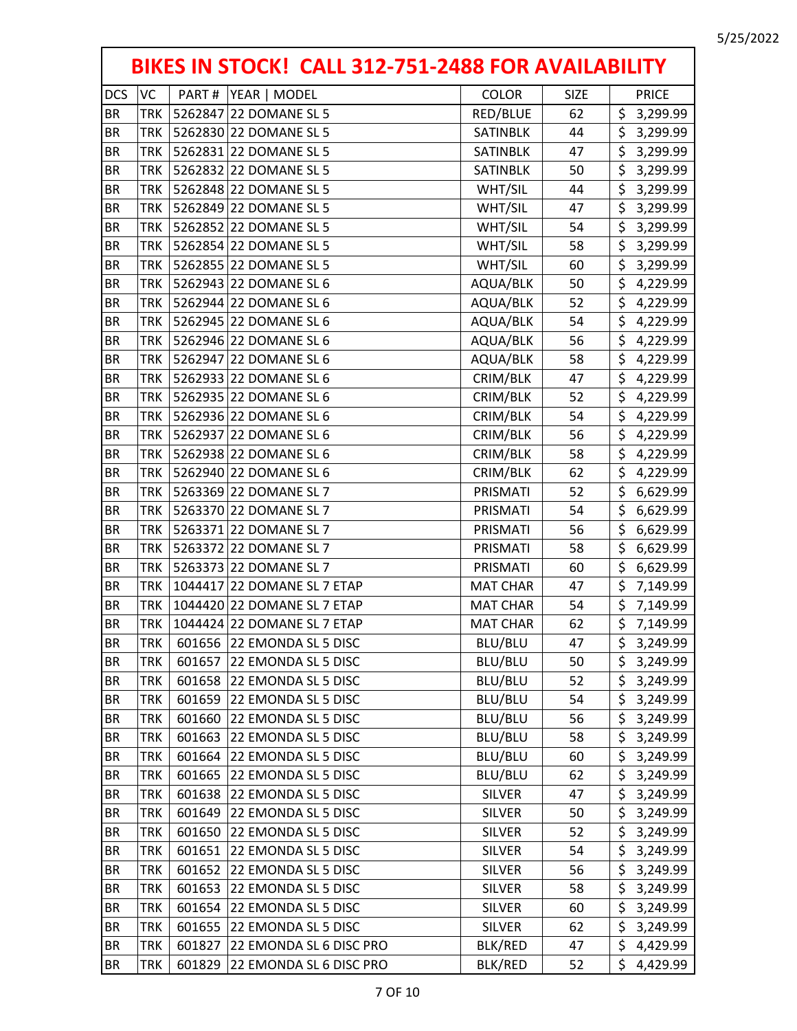5/25/2022

# BIKES IN STOCK! CALL 312-751-2488 FOR AVAILABILITY

| DCS | VC | PART # | YEAR \| MODEL | COLOR | SIZE | PRICE |
|---|---|---|---|---|---|---|
| BR | TRK | 5262847 | 22 DOMANE SL 5 | RED/BLUE | 62 | $ 3,299.99 |
| BR | TRK | 5262830 | 22 DOMANE SL 5 | SATINBLK | 44 | $ 3,299.99 |
| BR | TRK | 5262831 | 22 DOMANE SL 5 | SATINBLK | 47 | $ 3,299.99 |
| BR | TRK | 5262832 | 22 DOMANE SL 5 | SATINBLK | 50 | $ 3,299.99 |
| BR | TRK | 5262848 | 22 DOMANE SL 5 | WHT/SIL | 44 | $ 3,299.99 |
| BR | TRK | 5262849 | 22 DOMANE SL 5 | WHT/SIL | 47 | $ 3,299.99 |
| BR | TRK | 5262852 | 22 DOMANE SL 5 | WHT/SIL | 54 | $ 3,299.99 |
| BR | TRK | 5262854 | 22 DOMANE SL 5 | WHT/SIL | 58 | $ 3,299.99 |
| BR | TRK | 5262855 | 22 DOMANE SL 5 | WHT/SIL | 60 | $ 3,299.99 |
| BR | TRK | 5262943 | 22 DOMANE SL 6 | AQUA/BLK | 50 | $ 4,229.99 |
| BR | TRK | 5262944 | 22 DOMANE SL 6 | AQUA/BLK | 52 | $ 4,229.99 |
| BR | TRK | 5262945 | 22 DOMANE SL 6 | AQUA/BLK | 54 | $ 4,229.99 |
| BR | TRK | 5262946 | 22 DOMANE SL 6 | AQUA/BLK | 56 | $ 4,229.99 |
| BR | TRK | 5262947 | 22 DOMANE SL 6 | AQUA/BLK | 58 | $ 4,229.99 |
| BR | TRK | 5262933 | 22 DOMANE SL 6 | CRIM/BLK | 47 | $ 4,229.99 |
| BR | TRK | 5262935 | 22 DOMANE SL 6 | CRIM/BLK | 52 | $ 4,229.99 |
| BR | TRK | 5262936 | 22 DOMANE SL 6 | CRIM/BLK | 54 | $ 4,229.99 |
| BR | TRK | 5262937 | 22 DOMANE SL 6 | CRIM/BLK | 56 | $ 4,229.99 |
| BR | TRK | 5262938 | 22 DOMANE SL 6 | CRIM/BLK | 58 | $ 4,229.99 |
| BR | TRK | 5262940 | 22 DOMANE SL 6 | CRIM/BLK | 62 | $ 4,229.99 |
| BR | TRK | 5263369 | 22 DOMANE SL 7 | PRISMATI | 52 | $ 6,629.99 |
| BR | TRK | 5263370 | 22 DOMANE SL 7 | PRISMATI | 54 | $ 6,629.99 |
| BR | TRK | 5263371 | 22 DOMANE SL 7 | PRISMATI | 56 | $ 6,629.99 |
| BR | TRK | 5263372 | 22 DOMANE SL 7 | PRISMATI | 58 | $ 6,629.99 |
| BR | TRK | 5263373 | 22 DOMANE SL 7 | PRISMATI | 60 | $ 6,629.99 |
| BR | TRK | 1044417 | 22 DOMANE SL 7 ETAP | MAT CHAR | 47 | $ 7,149.99 |
| BR | TRK | 1044420 | 22 DOMANE SL 7 ETAP | MAT CHAR | 54 | $ 7,149.99 |
| BR | TRK | 1044424 | 22 DOMANE SL 7 ETAP | MAT CHAR | 62 | $ 7,149.99 |
| BR | TRK | 601656 | 22 EMONDA SL 5 DISC | BLU/BLU | 47 | $ 3,249.99 |
| BR | TRK | 601657 | 22 EMONDA SL 5 DISC | BLU/BLU | 50 | $ 3,249.99 |
| BR | TRK | 601658 | 22 EMONDA SL 5 DISC | BLU/BLU | 52 | $ 3,249.99 |
| BR | TRK | 601659 | 22 EMONDA SL 5 DISC | BLU/BLU | 54 | $ 3,249.99 |
| BR | TRK | 601660 | 22 EMONDA SL 5 DISC | BLU/BLU | 56 | $ 3,249.99 |
| BR | TRK | 601663 | 22 EMONDA SL 5 DISC | BLU/BLU | 58 | $ 3,249.99 |
| BR | TRK | 601664 | 22 EMONDA SL 5 DISC | BLU/BLU | 60 | $ 3,249.99 |
| BR | TRK | 601665 | 22 EMONDA SL 5 DISC | BLU/BLU | 62 | $ 3,249.99 |
| BR | TRK | 601638 | 22 EMONDA SL 5 DISC | SILVER | 47 | $ 3,249.99 |
| BR | TRK | 601649 | 22 EMONDA SL 5 DISC | SILVER | 50 | $ 3,249.99 |
| BR | TRK | 601650 | 22 EMONDA SL 5 DISC | SILVER | 52 | $ 3,249.99 |
| BR | TRK | 601651 | 22 EMONDA SL 5 DISC | SILVER | 54 | $ 3,249.99 |
| BR | TRK | 601652 | 22 EMONDA SL 5 DISC | SILVER | 56 | $ 3,249.99 |
| BR | TRK | 601653 | 22 EMONDA SL 5 DISC | SILVER | 58 | $ 3,249.99 |
| BR | TRK | 601654 | 22 EMONDA SL 5 DISC | SILVER | 60 | $ 3,249.99 |
| BR | TRK | 601655 | 22 EMONDA SL 5 DISC | SILVER | 62 | $ 3,249.99 |
| BR | TRK | 601827 | 22 EMONDA SL 6 DISC PRO | BLK/RED | 47 | $ 4,429.99 |
| BR | TRK | 601829 | 22 EMONDA SL 6 DISC PRO | BLK/RED | 52 | $ 4,429.99 |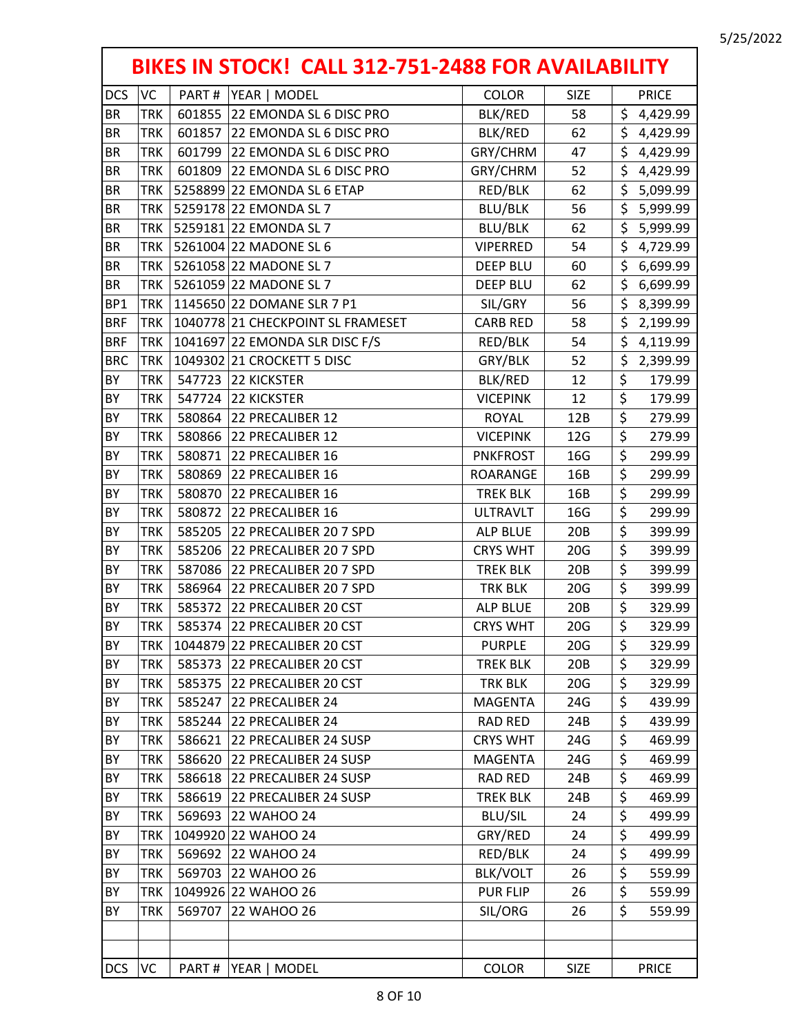5/25/2022

# BIKES IN STOCK! CALL 312-751-2488 FOR AVAILABILITY

| DCS | VC | PART # | YEAR \| MODEL | COLOR | SIZE | PRICE |
|---|---|---|---|---|---|---|
| BR | TRK | 601855 | 22 EMONDA SL 6 DISC PRO | BLK/RED | 58 | $ 4,429.99 |
| BR | TRK | 601857 | 22 EMONDA SL 6 DISC PRO | BLK/RED | 62 | $ 4,429.99 |
| BR | TRK | 601799 | 22 EMONDA SL 6 DISC PRO | GRY/CHRM | 47 | $ 4,429.99 |
| BR | TRK | 601809 | 22 EMONDA SL 6 DISC PRO | GRY/CHRM | 52 | $ 4,429.99 |
| BR | TRK | 5258899 | 22 EMONDA SL 6 ETAP | RED/BLK | 62 | $ 5,099.99 |
| BR | TRK | 5259178 | 22 EMONDA SL 7 | BLU/BLK | 56 | $ 5,999.99 |
| BR | TRK | 5259181 | 22 EMONDA SL 7 | BLU/BLK | 62 | $ 5,999.99 |
| BR | TRK | 5261004 | 22 MADONE SL 6 | VIPERRED | 54 | $ 4,729.99 |
| BR | TRK | 5261058 | 22 MADONE SL 7 | DEEP BLU | 60 | $ 6,699.99 |
| BR | TRK | 5261059 | 22 MADONE SL 7 | DEEP BLU | 62 | $ 6,699.99 |
| BP1 | TRK | 1145650 | 22 DOMANE SLR 7 P1 | SIL/GRY | 56 | $ 8,399.99 |
| BRF | TRK | 1040778 | 21 CHECKPOINT SL FRAMESET | CARB RED | 58 | $ 2,199.99 |
| BRF | TRK | 1041697 | 22 EMONDA SLR DISC F/S | RED/BLK | 54 | $ 4,119.99 |
| BRC | TRK | 1049302 | 21 CROCKETT 5 DISC | GRY/BLK | 52 | $ 2,399.99 |
| BY | TRK | 547723 | 22 KICKSTER | BLK/RED | 12 | $ 179.99 |
| BY | TRK | 547724 | 22 KICKSTER | VICEPINK | 12 | $ 179.99 |
| BY | TRK | 580864 | 22 PRECALIBER 12 | ROYAL | 12B | $ 279.99 |
| BY | TRK | 580866 | 22 PRECALIBER 12 | VICEPINK | 12G | $ 279.99 |
| BY | TRK | 580871 | 22 PRECALIBER 16 | PNKFROST | 16G | $ 299.99 |
| BY | TRK | 580869 | 22 PRECALIBER 16 | ROARANGE | 16B | $ 299.99 |
| BY | TRK | 580870 | 22 PRECALIBER 16 | TREK BLK | 16B | $ 299.99 |
| BY | TRK | 580872 | 22 PRECALIBER 16 | ULTRAVLT | 16G | $ 299.99 |
| BY | TRK | 585205 | 22 PRECALIBER 20 7 SPD | ALP BLUE | 20B | $ 399.99 |
| BY | TRK | 585206 | 22 PRECALIBER 20 7 SPD | CRYS WHT | 20G | $ 399.99 |
| BY | TRK | 587086 | 22 PRECALIBER 20 7 SPD | TREK BLK | 20B | $ 399.99 |
| BY | TRK | 586964 | 22 PRECALIBER 20 7 SPD | TRK BLK | 20G | $ 399.99 |
| BY | TRK | 585372 | 22 PRECALIBER 20 CST | ALP BLUE | 20B | $ 329.99 |
| BY | TRK | 585374 | 22 PRECALIBER 20 CST | CRYS WHT | 20G | $ 329.99 |
| BY | TRK | 1044879 | 22 PRECALIBER 20 CST | PURPLE | 20G | $ 329.99 |
| BY | TRK | 585373 | 22 PRECALIBER 20 CST | TREK BLK | 20B | $ 329.99 |
| BY | TRK | 585375 | 22 PRECALIBER 20 CST | TRK BLK | 20G | $ 329.99 |
| BY | TRK | 585247 | 22 PRECALIBER 24 | MAGENTA | 24G | $ 439.99 |
| BY | TRK | 585244 | 22 PRECALIBER 24 | RAD RED | 24B | $ 439.99 |
| BY | TRK | 586621 | 22 PRECALIBER 24 SUSP | CRYS WHT | 24G | $ 469.99 |
| BY | TRK | 586620 | 22 PRECALIBER 24 SUSP | MAGENTA | 24G | $ 469.99 |
| BY | TRK | 586618 | 22 PRECALIBER 24 SUSP | RAD RED | 24B | $ 469.99 |
| BY | TRK | 586619 | 22 PRECALIBER 24 SUSP | TREK BLK | 24B | $ 469.99 |
| BY | TRK | 569693 | 22 WAHOO 24 | BLU/SIL | 24 | $ 499.99 |
| BY | TRK | 1049920 | 22 WAHOO 24 | GRY/RED | 24 | $ 499.99 |
| BY | TRK | 569692 | 22 WAHOO 24 | RED/BLK | 24 | $ 499.99 |
| BY | TRK | 569703 | 22 WAHOO 26 | BLK/VOLT | 26 | $ 559.99 |
| BY | TRK | 1049926 | 22 WAHOO 26 | PUR FLIP | 26 | $ 559.99 |
| BY | TRK | 569707 | 22 WAHOO 26 | SIL/ORG | 26 | $ 559.99 |
| | | | | | | |
| | | | | | | |
| DCS | VC | PART # | YEAR \| MODEL | COLOR | SIZE | PRICE |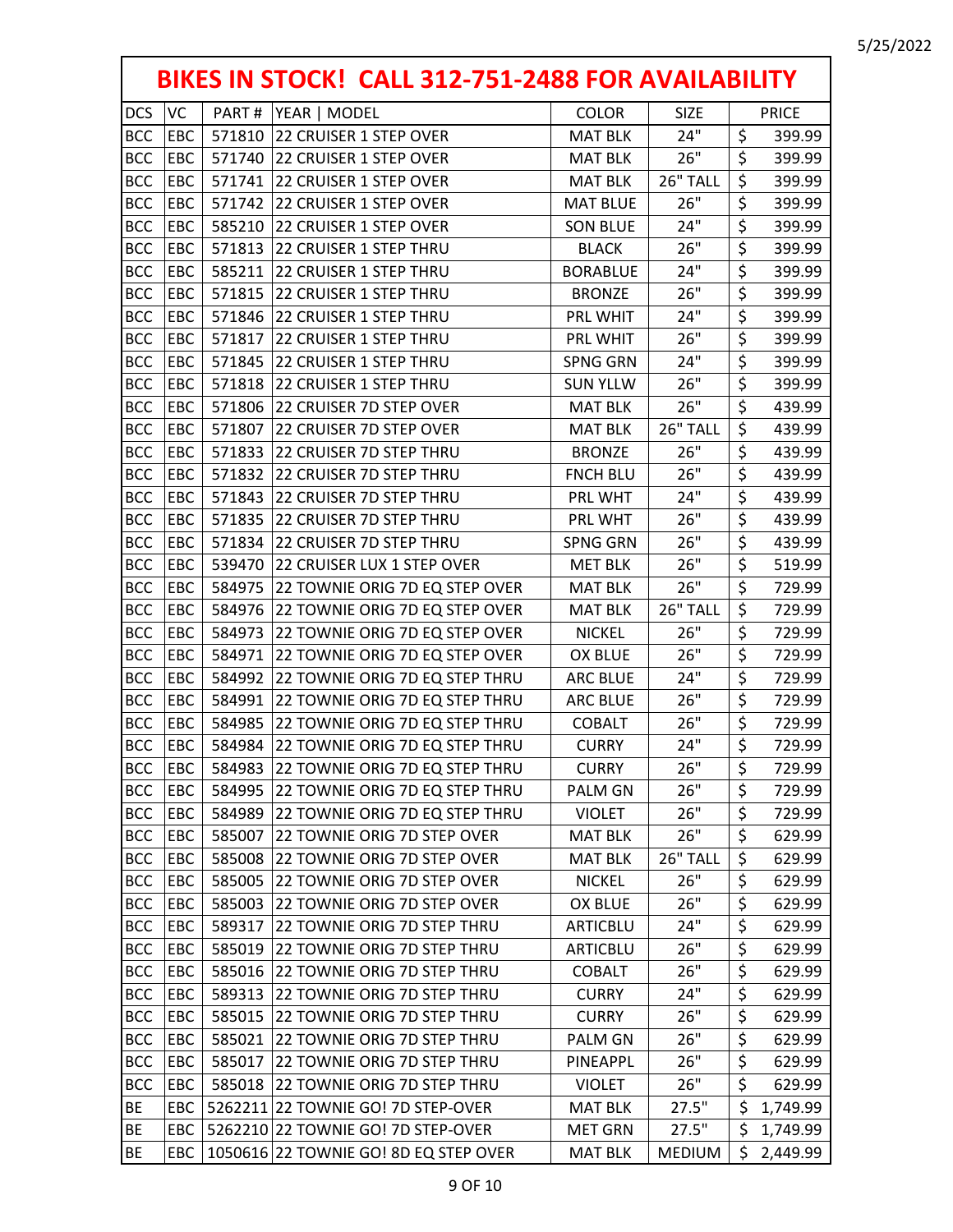5/25/2022

# BIKES IN STOCK! CALL 312-751-2488 FOR AVAILABILITY

| DCS | VC | PART # | YEAR \| MODEL | COLOR | SIZE | PRICE |
|---|---|---|---|---|---|---|
| BCC | EBC | 571810 | 22 CRUISER 1 STEP OVER | MAT BLK | 24" | $ 399.99 |
| BCC | EBC | 571740 | 22 CRUISER 1 STEP OVER | MAT BLK | 26" | $ 399.99 |
| BCC | EBC | 571741 | 22 CRUISER 1 STEP OVER | MAT BLK | 26" TALL | $ 399.99 |
| BCC | EBC | 571742 | 22 CRUISER 1 STEP OVER | MAT BLUE | 26" | $ 399.99 |
| BCC | EBC | 585210 | 22 CRUISER 1 STEP OVER | SON BLUE | 24" | $ 399.99 |
| BCC | EBC | 571813 | 22 CRUISER 1 STEP THRU | BLACK | 26" | $ 399.99 |
| BCC | EBC | 585211 | 22 CRUISER 1 STEP THRU | BORABLUE | 24" | $ 399.99 |
| BCC | EBC | 571815 | 22 CRUISER 1 STEP THRU | BRONZE | 26" | $ 399.99 |
| BCC | EBC | 571846 | 22 CRUISER 1 STEP THRU | PRL WHIT | 24" | $ 399.99 |
| BCC | EBC | 571817 | 22 CRUISER 1 STEP THRU | PRL WHIT | 26" | $ 399.99 |
| BCC | EBC | 571845 | 22 CRUISER 1 STEP THRU | SPNG GRN | 24" | $ 399.99 |
| BCC | EBC | 571818 | 22 CRUISER 1 STEP THRU | SUN YLLW | 26" | $ 399.99 |
| BCC | EBC | 571806 | 22 CRUISER 7D STEP OVER | MAT BLK | 26" | $ 439.99 |
| BCC | EBC | 571807 | 22 CRUISER 7D STEP OVER | MAT BLK | 26" TALL | $ 439.99 |
| BCC | EBC | 571833 | 22 CRUISER 7D STEP THRU | BRONZE | 26" | $ 439.99 |
| BCC | EBC | 571832 | 22 CRUISER 7D STEP THRU | FNCH BLU | 26" | $ 439.99 |
| BCC | EBC | 571843 | 22 CRUISER 7D STEP THRU | PRL WHT | 24" | $ 439.99 |
| BCC | EBC | 571835 | 22 CRUISER 7D STEP THRU | PRL WHT | 26" | $ 439.99 |
| BCC | EBC | 571834 | 22 CRUISER 7D STEP THRU | SPNG GRN | 26" | $ 439.99 |
| BCC | EBC | 539470 | 22 CRUISER LUX 1 STEP OVER | MET BLK | 26" | $ 519.99 |
| BCC | EBC | 584975 | 22 TOWNIE ORIG 7D EQ STEP OVER | MAT BLK | 26" | $ 729.99 |
| BCC | EBC | 584976 | 22 TOWNIE ORIG 7D EQ STEP OVER | MAT BLK | 26" TALL | $ 729.99 |
| BCC | EBC | 584973 | 22 TOWNIE ORIG 7D EQ STEP OVER | NICKEL | 26" | $ 729.99 |
| BCC | EBC | 584971 | 22 TOWNIE ORIG 7D EQ STEP OVER | OX BLUE | 26" | $ 729.99 |
| BCC | EBC | 584992 | 22 TOWNIE ORIG 7D EQ STEP THRU | ARC BLUE | 24" | $ 729.99 |
| BCC | EBC | 584991 | 22 TOWNIE ORIG 7D EQ STEP THRU | ARC BLUE | 26" | $ 729.99 |
| BCC | EBC | 584985 | 22 TOWNIE ORIG 7D EQ STEP THRU | COBALT | 26" | $ 729.99 |
| BCC | EBC | 584984 | 22 TOWNIE ORIG 7D EQ STEP THRU | CURRY | 24" | $ 729.99 |
| BCC | EBC | 584983 | 22 TOWNIE ORIG 7D EQ STEP THRU | CURRY | 26" | $ 729.99 |
| BCC | EBC | 584995 | 22 TOWNIE ORIG 7D EQ STEP THRU | PALM GN | 26" | $ 729.99 |
| BCC | EBC | 584989 | 22 TOWNIE ORIG 7D EQ STEP THRU | VIOLET | 26" | $ 729.99 |
| BCC | EBC | 585007 | 22 TOWNIE ORIG 7D STEP OVER | MAT BLK | 26" | $ 629.99 |
| BCC | EBC | 585008 | 22 TOWNIE ORIG 7D STEP OVER | MAT BLK | 26" TALL | $ 629.99 |
| BCC | EBC | 585005 | 22 TOWNIE ORIG 7D STEP OVER | NICKEL | 26" | $ 629.99 |
| BCC | EBC | 585003 | 22 TOWNIE ORIG 7D STEP OVER | OX BLUE | 26" | $ 629.99 |
| BCC | EBC | 589317 | 22 TOWNIE ORIG 7D STEP THRU | ARTICBLU | 24" | $ 629.99 |
| BCC | EBC | 585019 | 22 TOWNIE ORIG 7D STEP THRU | ARTICBLU | 26" | $ 629.99 |
| BCC | EBC | 585016 | 22 TOWNIE ORIG 7D STEP THRU | COBALT | 26" | $ 629.99 |
| BCC | EBC | 589313 | 22 TOWNIE ORIG 7D STEP THRU | CURRY | 24" | $ 629.99 |
| BCC | EBC | 585015 | 22 TOWNIE ORIG 7D STEP THRU | CURRY | 26" | $ 629.99 |
| BCC | EBC | 585021 | 22 TOWNIE ORIG 7D STEP THRU | PALM GN | 26" | $ 629.99 |
| BCC | EBC | 585017 | 22 TOWNIE ORIG 7D STEP THRU | PINEAPPL | 26" | $ 629.99 |
| BCC | EBC | 585018 | 22 TOWNIE ORIG 7D STEP THRU | VIOLET | 26" | $ 629.99 |
| BE | EBC | 5262211 | 22 TOWNIE GO! 7D STEP-OVER | MAT BLK | 27.5" | $ 1,749.99 |
| BE | EBC | 5262210 | 22 TOWNIE GO! 7D STEP-OVER | MET GRN | 27.5" | $ 1,749.99 |
| BE | EBC | 1050616 | 22 TOWNIE GO! 8D EQ STEP OVER | MAT BLK | MEDIUM | $ 2,449.99 |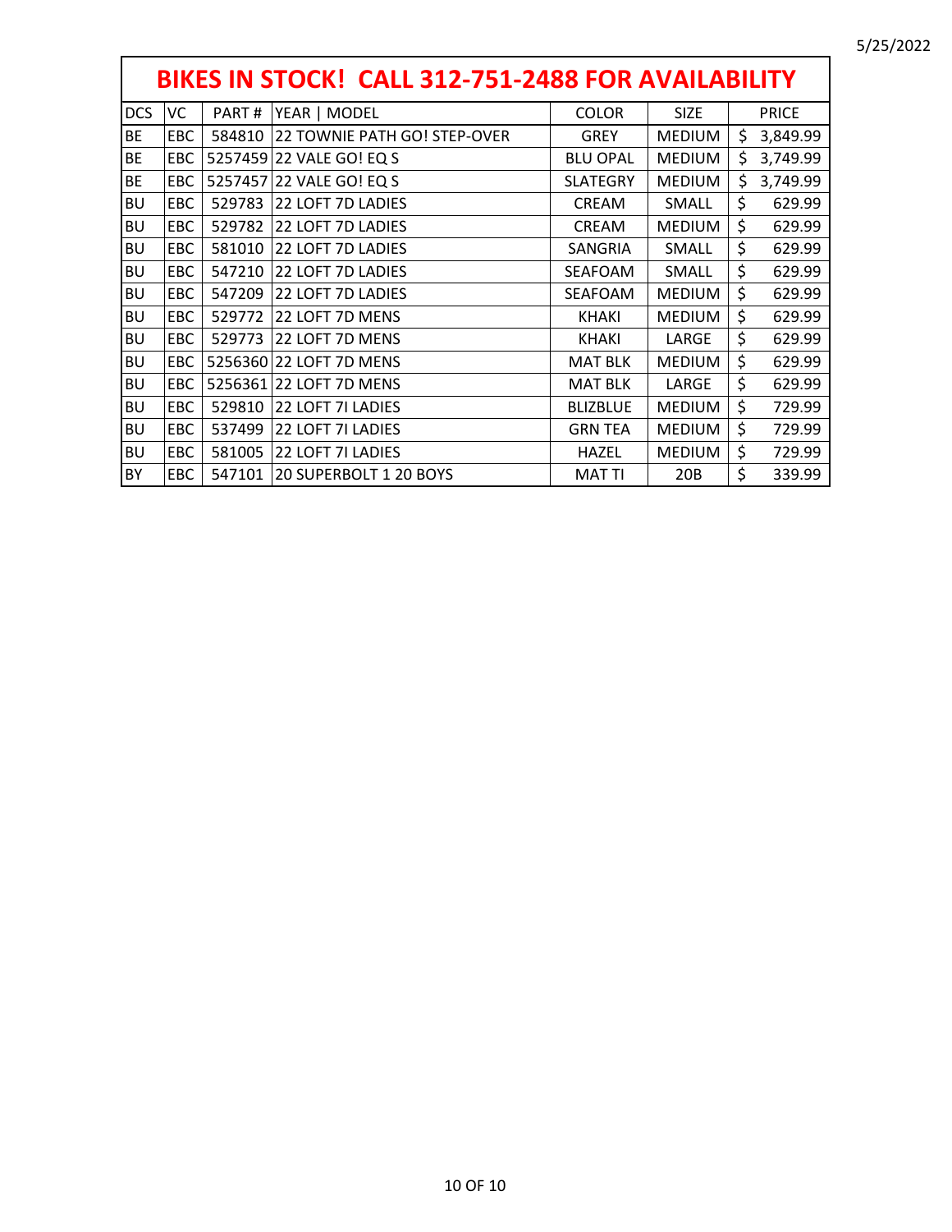5/25/2022

# BIKES IN STOCK! CALL 312-751-2488 FOR AVAILABILITY

| DCS | VC | PART # | YEAR \| MODEL | COLOR | SIZE | PRICE |
|---|---|---|---|---|---|---|
| BE | EBC | 584810 | 22 TOWNIE PATH GO! STEP-OVER | GREY | MEDIUM | $ 3,849.99 |
| BE | EBC | 5257459 | 22 VALE GO! EQ S | BLU OPAL | MEDIUM | $ 3,749.99 |
| BE | EBC | 5257457 | 22 VALE GO! EQ S | SLATEGRY | MEDIUM | $ 3,749.99 |
| BU | EBC | 529783 | 22 LOFT 7D LADIES | CREAM | SMALL | $ 629.99 |
| BU | EBC | 529782 | 22 LOFT 7D LADIES | CREAM | MEDIUM | $ 629.99 |
| BU | EBC | 581010 | 22 LOFT 7D LADIES | SANGRIA | SMALL | $ 629.99 |
| BU | EBC | 547210 | 22 LOFT 7D LADIES | SEAFOAM | SMALL | $ 629.99 |
| BU | EBC | 547209 | 22 LOFT 7D LADIES | SEAFOAM | MEDIUM | $ 629.99 |
| BU | EBC | 529772 | 22 LOFT 7D MENS | KHAKI | MEDIUM | $ 629.99 |
| BU | EBC | 529773 | 22 LOFT 7D MENS | KHAKI | LARGE | $ 629.99 |
| BU | EBC | 5256360 | 22 LOFT 7D MENS | MAT BLK | MEDIUM | $ 629.99 |
| BU | EBC | 5256361 | 22 LOFT 7D MENS | MAT BLK | LARGE | $ 629.99 |
| BU | EBC | 529810 | 22 LOFT 7I LADIES | BLIZBLUE | MEDIUM | $ 729.99 |
| BU | EBC | 537499 | 22 LOFT 7I LADIES | GRN TEA | MEDIUM | $ 729.99 |
| BU | EBC | 581005 | 22 LOFT 7I LADIES | HAZEL | MEDIUM | $ 729.99 |
| BY | EBC | 547101 | 20 SUPERBOLT 1 20 BOYS | MAT TI | 20B | $ 339.99 |